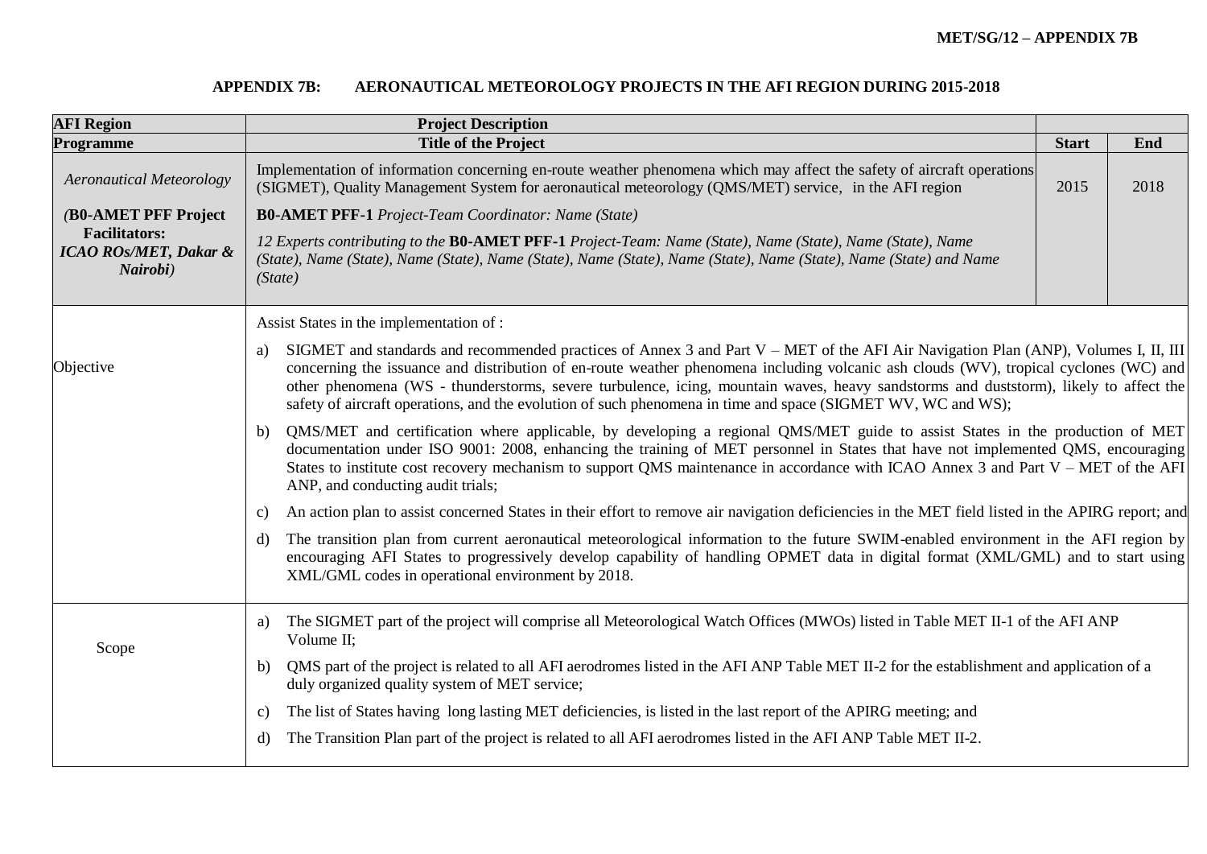## APPENDIX 7B: AERONAUTICAL METEOROLOGY PROJECTS IN THE AFI REGION DURING 2015-2018

| **AFI Region** | **Project Description** | | |
|---|---|---|---|
| **Programme** | **Title of the Project** | **Start** | **End** |
| *Aeronautical Meteorology*<br><br>*(***B0-AMET PFF Project Facilitators:** ***ICAO ROs/MET, Dakar & Nairobi****)* | Implementation of information concerning en-route weather phenomena which may affect the safety of aircraft operations (SIGMET), Quality Management System for aeronautical meteorology (QMS/MET) service, in the AFI region<br><br>**B0-AMET PFF-1** *Project-Team Coordinator: Name (State)*<br><br>*12 Experts contributing to the* **B0-AMET PFF-1** *Project-Team: Name (State), Name (State), Name (State), Name (State), Name (State), Name (State), Name (State), Name (State), Name (State), Name (State), Name (State) and Name (State)* | 2015 | 2018 |
| Objective | Assist States in the implementation of :<br><br>a) SIGMET and standards and recommended practices of Annex 3 and Part V – MET of the AFI Air Navigation Plan (ANP), Volumes I, II, III concerning the issuance and distribution of en-route weather phenomena including volcanic ash clouds (WV), tropical cyclones (WC) and other phenomena (WS - thunderstorms, severe turbulence, icing, mountain waves, heavy sandstorms and duststorm), likely to affect the safety of aircraft operations, and the evolution of such phenomena in time and space (SIGMET WV, WC and WS);<br><br>b) QMS/MET and certification where applicable, by developing a regional QMS/MET guide to assist States in the production of MET documentation under ISO 9001: 2008, enhancing the training of MET personnel in States that have not implemented QMS, encouraging States to institute cost recovery mechanism to support QMS maintenance in accordance with ICAO Annex 3 and Part V – MET of the AFI ANP, and conducting audit trials;<br><br>c) An action plan to assist concerned States in their effort to remove air navigation deficiencies in the MET field listed in the APIRG report; and<br><br>d) The transition plan from current aeronautical meteorological information to the future SWIM-enabled environment in the AFI region by encouraging AFI States to progressively develop capability of handling OPMET data in digital format (XML/GML) and to start using XML/GML codes in operational environment by 2018. | | |
| Scope | a) The SIGMET part of the project will comprise all Meteorological Watch Offices (MWOs) listed in Table MET II-1 of the AFI ANP Volume II;<br><br>b) QMS part of the project is related to all AFI aerodromes listed in the AFI ANP Table MET II-2 for the establishment and application of a duly organized quality system of MET service;<br><br>c) The list of States having long lasting MET deficiencies, is listed in the last report of the APIRG meeting; and<br><br>d) The Transition Plan part of the project is related to all AFI aerodromes listed in the AFI ANP Table MET II-2. | | |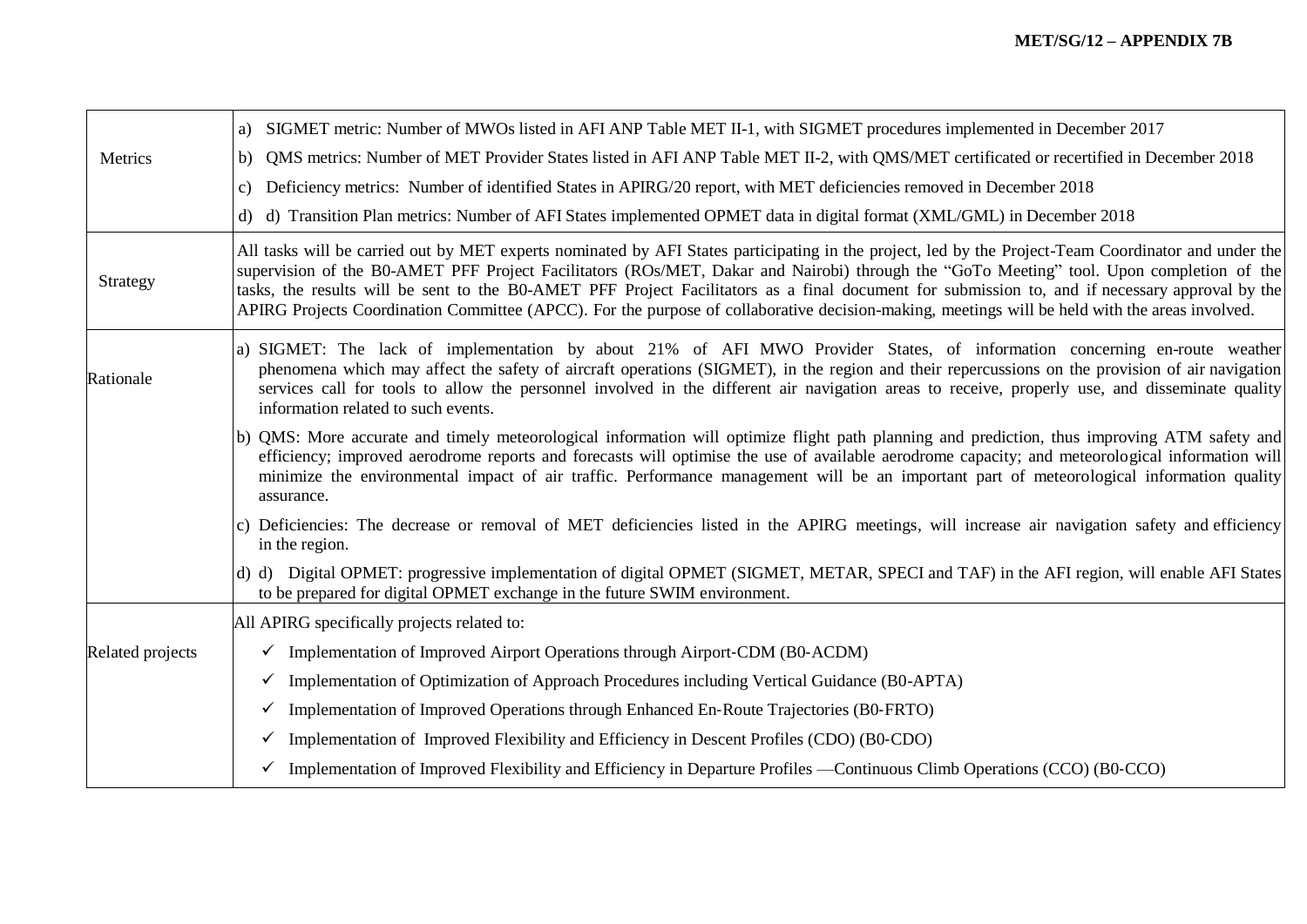| | |
|---|---|
| Metrics | a) SIGMET metric: Number of MWOs listed in AFI ANP Table MET II-1, with SIGMET procedures implemented in December 2017<br>b) QMS metrics: Number of MET Provider States listed in AFI ANP Table MET II-2, with QMS/MET certificated or recertified in December 2018<br>c) Deficiency metrics: Number of identified States in APIRG/20 report, with MET deficiencies removed in December 2018<br>d) d) Transition Plan metrics: Number of AFI States implemented OPMET data in digital format (XML/GML) in December 2018 |
| Strategy | All tasks will be carried out by MET experts nominated by AFI States participating in the project, led by the Project-Team Coordinator and under the supervision of the B0-AMET PFF Project Facilitators (ROs/MET, Dakar and Nairobi) through the "GoTo Meeting" tool. Upon completion of the tasks, the results will be sent to the B0-AMET PFF Project Facilitators as a final document for submission to, and if necessary approval by the APIRG Projects Coordination Committee (APCC). For the purpose of collaborative decision-making, meetings will be held with the areas involved. |
| Rationale | a) SIGMET: The lack of implementation by about 21% of AFI MWO Provider States, of information concerning en-route weather phenomena which may affect the safety of aircraft operations (SIGMET), in the region and their repercussions on the provision of air navigation services call for tools to allow the personnel involved in the different air navigation areas to receive, properly use, and disseminate quality information related to such events.<br>b) QMS: More accurate and timely meteorological information will optimize flight path planning and prediction, thus improving ATM safety and efficiency; improved aerodrome reports and forecasts will optimise the use of available aerodrome capacity; and meteorological information will minimize the environmental impact of air traffic. Performance management will be an important part of meteorological information quality assurance.<br>c) Deficiencies: The decrease or removal of MET deficiencies listed in the APIRG meetings, will increase air navigation safety and efficiency in the region.<br>d) d) Digital OPMET: progressive implementation of digital OPMET (SIGMET, METAR, SPECI and TAF) in the AFI region, will enable AFI States to be prepared for digital OPMET exchange in the future SWIM environment. |
| Related projects | All APIRG specifically projects related to:<br>✓ Implementation of Improved Airport Operations through Airport-CDM (B0-ACDM)<br>✓ Implementation of Optimization of Approach Procedures including Vertical Guidance (B0-APTA)<br>✓ Implementation of Improved Operations through Enhanced En-Route Trajectories (B0-FRTO)<br>✓ Implementation of Improved Flexibility and Efficiency in Descent Profiles (CDO) (B0-CDO)<br>✓ Implementation of Improved Flexibility and Efficiency in Departure Profiles —Continuous Climb Operations (CCO) (B0-CCO) |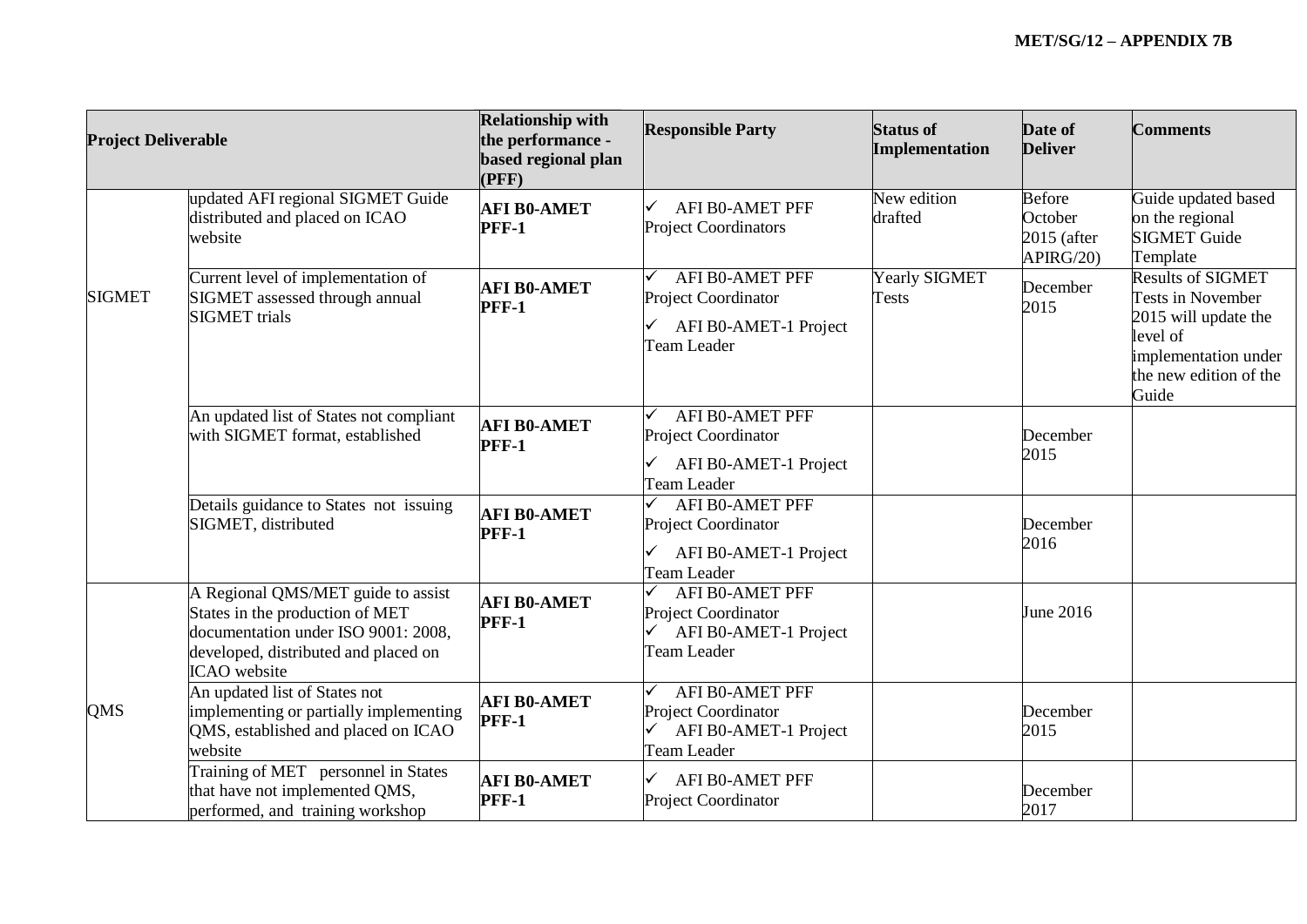| Project Deliverable | | Relationship with the performance - based regional plan (PFF) | Responsible Party | Status of Implementation | Date of Deliver | Comments |
|---|---|---|---|---|---|---|
| SIGMET | updated AFI regional SIGMET Guide distributed and placed on ICAO website | **AFI B0-AMET PFF-1** | ✓ AFI B0-AMET PFF Project Coordinators | New edition drafted | Before October 2015 (after APIRG/20) | Guide updated based on the regional SIGMET Guide Template |
| | Current level of implementation of SIGMET assessed through annual SIGMET trials | **AFI B0-AMET PFF-1** | ✓ AFI B0-AMET PFF Project Coordinator ✓ AFI B0-AMET-1 Project Team Leader | Yearly SIGMET Tests | December 2015 | Results of SIGMET Tests in November 2015 will update the level of implementation under the new edition of the Guide |
| | An updated list of States not compliant with SIGMET format, established | **AFI B0-AMET PFF-1** | ✓ AFI B0-AMET PFF Project Coordinator ✓ AFI B0-AMET-1 Project Team Leader | | December 2015 | |
| | Details guidance to States not issuing SIGMET, distributed | **AFI B0-AMET PFF-1** | ✓ AFI B0-AMET PFF Project Coordinator ✓ AFI B0-AMET-1 Project Team Leader | | December 2016 | |
| QMS | A Regional QMS/MET guide to assist States in the production of MET documentation under ISO 9001: 2008, developed, distributed and placed on ICAO website | **AFI B0-AMET PFF-1** | ✓ AFI B0-AMET PFF Project Coordinator ✓ AFI B0-AMET-1 Project Team Leader | | June 2016 | |
| | An updated list of States not implementing or partially implementing QMS, established and placed on ICAO website | **AFI B0-AMET PFF-1** | ✓ AFI B0-AMET PFF Project Coordinator ✓ AFI B0-AMET-1 Project Team Leader | | December 2015 | |
| | Training of MET personnel in States that have not implemented QMS, performed, and training workshop | **AFI B0-AMET PFF-1** | ✓ AFI B0-AMET PFF Project Coordinator | | December 2017 | |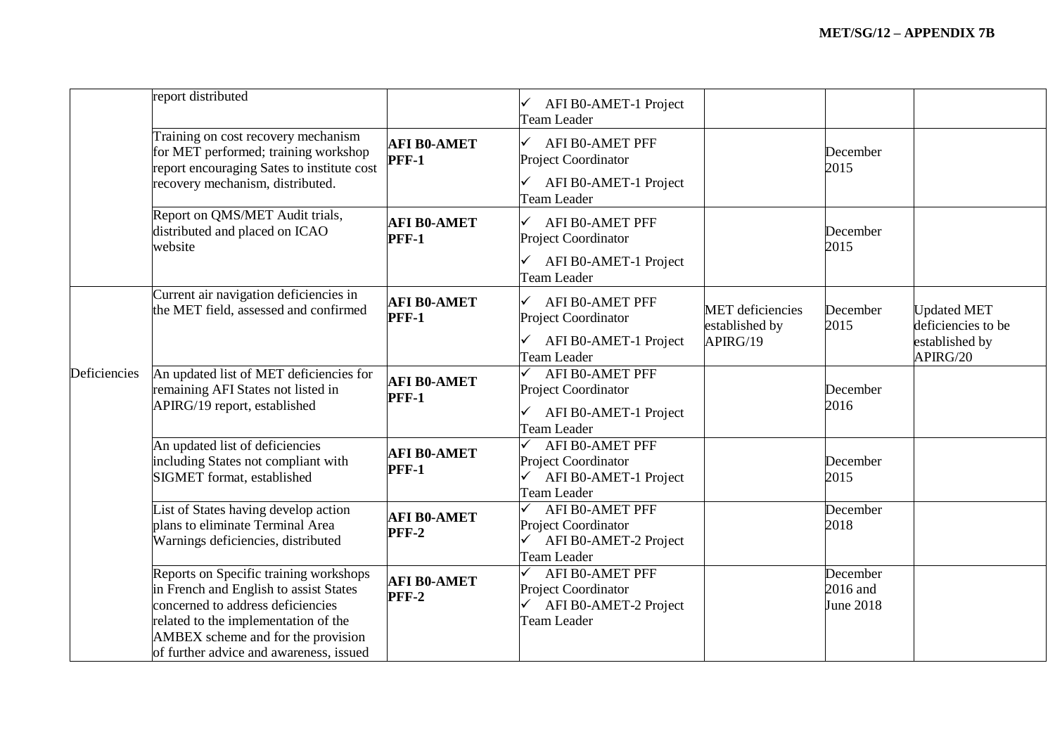| | | | | | | |
|---|---|---|---|---|---|---|
| | report distributed | | ✓ AFI B0-AMET-1 Project Team Leader | | | |
| | Training on cost recovery mechanism for MET performed; training workshop report encouraging Sates to institute cost recovery mechanism, distributed. | **AFI B0-AMET PFF-1** | ✓ AFI B0-AMET PFF Project Coordinator ✓ AFI B0-AMET-1 Project Team Leader | | December 2015 | |
| | Report on QMS/MET Audit trials, distributed and placed on ICAO website | **AFI B0-AMET PFF-1** | ✓ AFI B0-AMET PFF Project Coordinator ✓ AFI B0-AMET-1 Project Team Leader | | December 2015 | |
| Deficiencies | Current air navigation deficiencies in the MET field, assessed and confirmed | **AFI B0-AMET PFF-1** | ✓ AFI B0-AMET PFF Project Coordinator ✓ AFI B0-AMET-1 Project Team Leader | MET deficiencies established by APIRG/19 | December 2015 | Updated MET deficiencies to be established by APIRG/20 |
| | An updated list of MET deficiencies for remaining AFI States not listed in APIRG/19 report, established | **AFI B0-AMET PFF-1** | ✓ AFI B0-AMET PFF Project Coordinator ✓ AFI B0-AMET-1 Project Team Leader | | December 2016 | |
| | An updated list of deficiencies including States not compliant with SIGMET format, established | **AFI B0-AMET PFF-1** | ✓ AFI B0-AMET PFF Project Coordinator ✓ AFI B0-AMET-1 Project Team Leader | | December 2015 | |
| | List of States having develop action plans to eliminate Terminal Area Warnings deficiencies, distributed | **AFI B0-AMET PFF-2** | ✓ AFI B0-AMET PFF Project Coordinator ✓ AFI B0-AMET-2 Project Team Leader | | December 2018 | |
| | Reports on Specific training workshops in French and English to assist States concerned to address deficiencies related to the implementation of the AMBEX scheme and for the provision of further advice and awareness, issued | **AFI B0-AMET PFF-2** | ✓ AFI B0-AMET PFF Project Coordinator ✓ AFI B0-AMET-2 Project Team Leader | | December 2016 and June 2018 | |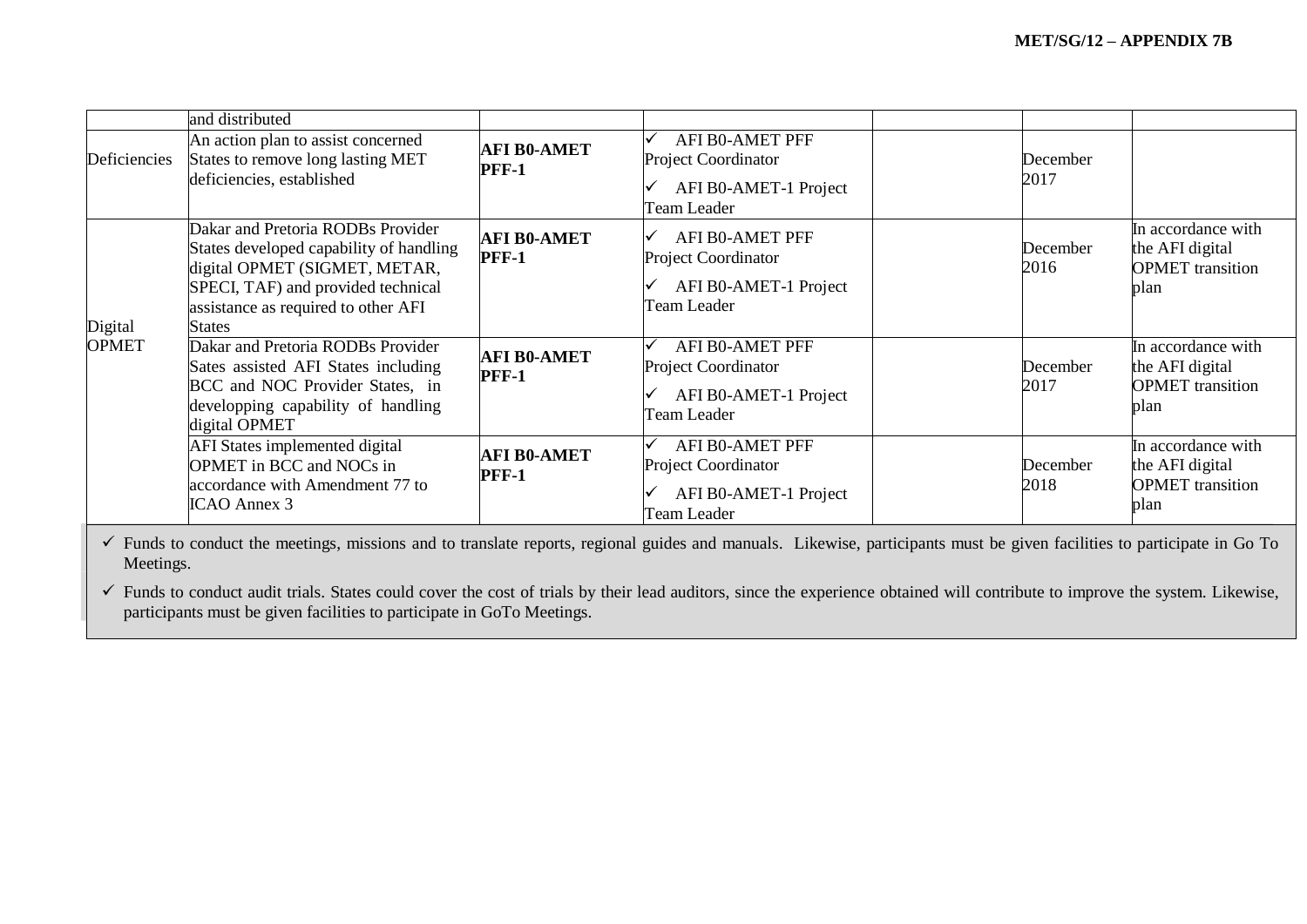| | | | | | | |
|---|---|---|---|---|---|---|
| | and distributed | | | | | |
| Deficiencies | An action plan to assist concerned States to remove long lasting MET deficiencies, established | **AFI B0-AMET PFF-1** | ✓ AFI B0-AMET PFF Project Coordinator<br>✓ AFI B0-AMET-1 Project Team Leader | | December 2017 | |
| Digital OPMET | Dakar and Pretoria RODBs Provider States developed capability of handling digital OPMET (SIGMET, METAR, SPECI, TAF) and provided technical assistance as required to other AFI States | **AFI B0-AMET PFF-1** | ✓ AFI B0-AMET PFF Project Coordinator<br>✓ AFI B0-AMET-1 Project Team Leader | | December 2016 | In accordance with the AFI digital OPMET transition plan |
| | Dakar and Pretoria RODBs Provider Sates assisted AFI States including BCC and NOC Provider States, in developping capability of handling digital OPMET | **AFI B0-AMET PFF-1** | ✓ AFI B0-AMET PFF Project Coordinator<br>✓ AFI B0-AMET-1 Project Team Leader | | December 2017 | In accordance with the AFI digital OPMET transition plan |
| | AFI States implemented digital OPMET in BCC and NOCs in accordance with Amendment 77 to ICAO Annex 3 | **AFI B0-AMET PFF-1** | ✓ AFI B0-AMET PFF Project Coordinator<br>✓ AFI B0-AMET-1 Project Team Leader | | December 2018 | In accordance with the AFI digital OPMET transition plan |

- ✓ Funds to conduct the meetings, missions and to translate reports, regional guides and manuals. Likewise, participants must be given facilities to participate in Go To Meetings.
- ✓ Funds to conduct audit trials. States could cover the cost of trials by their lead auditors, since the experience obtained will contribute to improve the system. Likewise, participants must be given facilities to participate in GoTo Meetings.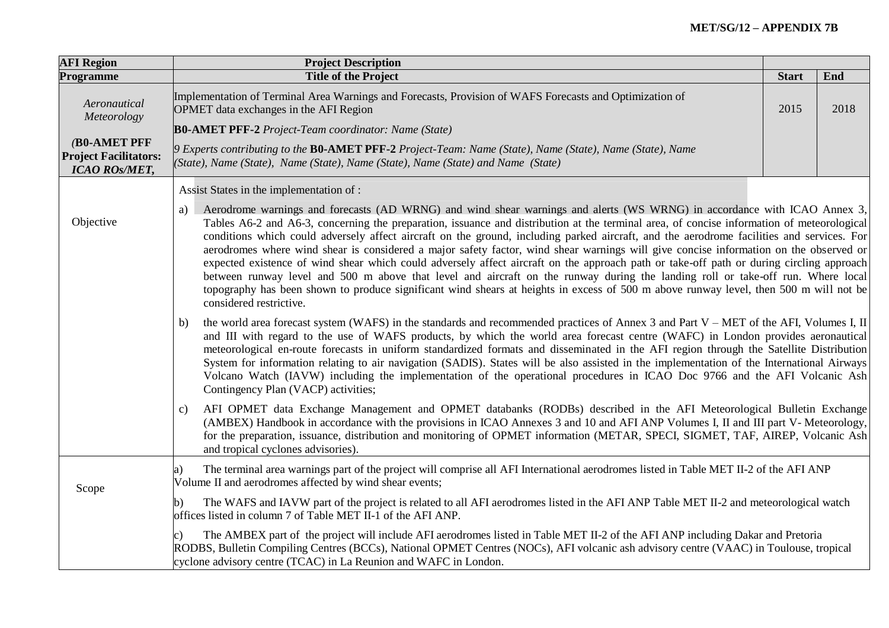| AFI Region | Project Description | | |
|---|---|---|---|
| **Programme** | **Title of the Project** | **Start** | **End** |
| *Aeronautical Meteorology*<br><br>*(***B0-AMET PFF Project Facilitators:** ***ICAO ROs/MET,*** | Implementation of Terminal Area Warnings and Forecasts, Provision of WAFS Forecasts and Optimization of OPMET data exchanges in the AFI Region<br><br>**B0-AMET PFF-2** *Project-Team coordinator: Name (State)*<br><br>*9 Experts contributing to the* **B0-AMET PFF-2** *Project-Team: Name (State), Name (State), Name (State), Name (State), Name (State), Name (State), Name (State), Name (State) and Name (State)* | 2015 | 2018 |
| Objective | Assist States in the implementation of :<br><br>a) Aerodrome warnings and forecasts (AD WRNG) and wind shear warnings and alerts (WS WRNG) in accordance with ICAO Annex 3, Tables A6-2 and A6-3, concerning the preparation, issuance and distribution at the terminal area, of concise information of meteorological conditions which could adversely affect aircraft on the ground, including parked aircraft, and the aerodrome facilities and services. For aerodromes where wind shear is considered a major safety factor, wind shear warnings will give concise information on the observed or expected existence of wind shear which could adversely affect aircraft on the approach path or take-off path or during circling approach between runway level and 500 m above that level and aircraft on the runway during the landing roll or take-off run. Where local topography has been shown to produce significant wind shears at heights in excess of 500 m above runway level, then 500 m will not be considered restrictive.<br><br>b) the world area forecast system (WAFS) in the standards and recommended practices of Annex 3 and Part V – MET of the AFI, Volumes I, II and III with regard to the use of WAFS products, by which the world area forecast centre (WAFC) in London provides aeronautical meteorological en-route forecasts in uniform standardized formats and disseminated in the AFI region through the Satellite Distribution System for information relating to air navigation (SADIS). States will be also assisted in the implementation of the International Airways Volcano Watch (IAVW) including the implementation of the operational procedures in ICAO Doc 9766 and the AFI Volcanic Ash Contingency Plan (VACP) activities;<br><br>c) AFI OPMET data Exchange Management and OPMET databanks (RODBs) described in the AFI Meteorological Bulletin Exchange (AMBEX) Handbook in accordance with the provisions in ICAO Annexes 3 and 10 and AFI ANP Volumes I, II and III part V- Meteorology, for the preparation, issuance, distribution and monitoring of OPMET information (METAR, SPECI, SIGMET, TAF, AIREP, Volcanic Ash and tropical cyclones advisories). | | |
| Scope | a) The terminal area warnings part of the project will comprise all AFI International aerodromes listed in Table MET II-2 of the AFI ANP Volume II and aerodromes affected by wind shear events;<br><br>b) The WAFS and IAVW part of the project is related to all AFI aerodromes listed in the AFI ANP Table MET II-2 and meteorological watch offices listed in column 7 of Table MET II-1 of the AFI ANP.<br><br>c) The AMBEX part of the project will include AFI aerodromes listed in Table MET II-2 of the AFI ANP including Dakar and Pretoria RODBS, Bulletin Compiling Centres (BCCs), National OPMET Centres (NOCs), AFI volcanic ash advisory centre (VAAC) in Toulouse, tropical cyclone advisory centre (TCAC) in La Reunion and WAFC in London. | | |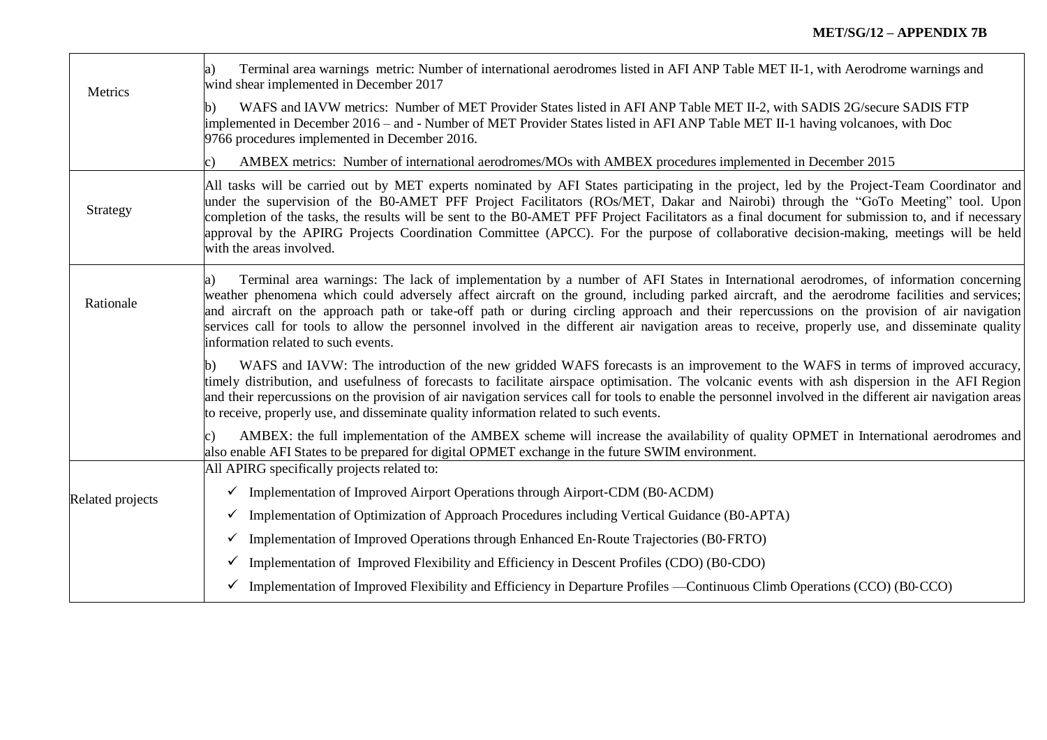| | |
|---|---|
| Metrics | a) Terminal area warnings metric: Number of international aerodromes listed in AFI ANP Table MET II-1, with Aerodrome warnings and wind shear implemented in December 2017<br><br>b) WAFS and IAVW metrics: Number of MET Provider States listed in AFI ANP Table MET II-2, with SADIS 2G/secure SADIS FTP implemented in December 2016 – and - Number of MET Provider States listed in AFI ANP Table MET II-1 having volcanoes, with Doc 9766 procedures implemented in December 2016.<br><br>c) AMBEX metrics: Number of international aerodromes/MOs with AMBEX procedures implemented in December 2015 |
| Strategy | All tasks will be carried out by MET experts nominated by AFI States participating in the project, led by the Project-Team Coordinator and under the supervision of the B0-AMET PFF Project Facilitators (ROs/MET, Dakar and Nairobi) through the "GoTo Meeting" tool. Upon completion of the tasks, the results will be sent to the B0-AMET PFF Project Facilitators as a final document for submission to, and if necessary approval by the APIRG Projects Coordination Committee (APCC). For the purpose of collaborative decision-making, meetings will be held with the areas involved. |
| Rationale | a) Terminal area warnings: The lack of implementation by a number of AFI States in International aerodromes, of information concerning weather phenomena which could adversely affect aircraft on the ground, including parked aircraft, and the aerodrome facilities and services; and aircraft on the approach path or take-off path or during circling approach and their repercussions on the provision of air navigation services call for tools to allow the personnel involved in the different air navigation areas to receive, properly use, and disseminate quality information related to such events.<br><br>b) WAFS and IAVW: The introduction of the new gridded WAFS forecasts is an improvement to the WAFS in terms of improved accuracy, timely distribution, and usefulness of forecasts to facilitate airspace optimisation. The volcanic events with ash dispersion in the AFI Region and their repercussions on the provision of air navigation services call for tools to enable the personnel involved in the different air navigation areas to receive, properly use, and disseminate quality information related to such events.<br><br>c) AMBEX: the full implementation of the AMBEX scheme will increase the availability of quality OPMET in International aerodromes and also enable AFI States to be prepared for digital OPMET exchange in the future SWIM environment. |
| Related projects | All APIRG specifically projects related to:<br><br>✓ Implementation of Improved Airport Operations through Airport-CDM (B0-ACDM)<br><br>✓ Implementation of Optimization of Approach Procedures including Vertical Guidance (B0-APTA)<br><br>✓ Implementation of Improved Operations through Enhanced En-Route Trajectories (B0-FRTO)<br><br>✓ Implementation of Improved Flexibility and Efficiency in Descent Profiles (CDO) (B0-CDO)<br><br>✓ Implementation of Improved Flexibility and Efficiency in Departure Profiles —Continuous Climb Operations (CCO) (B0-CCO) |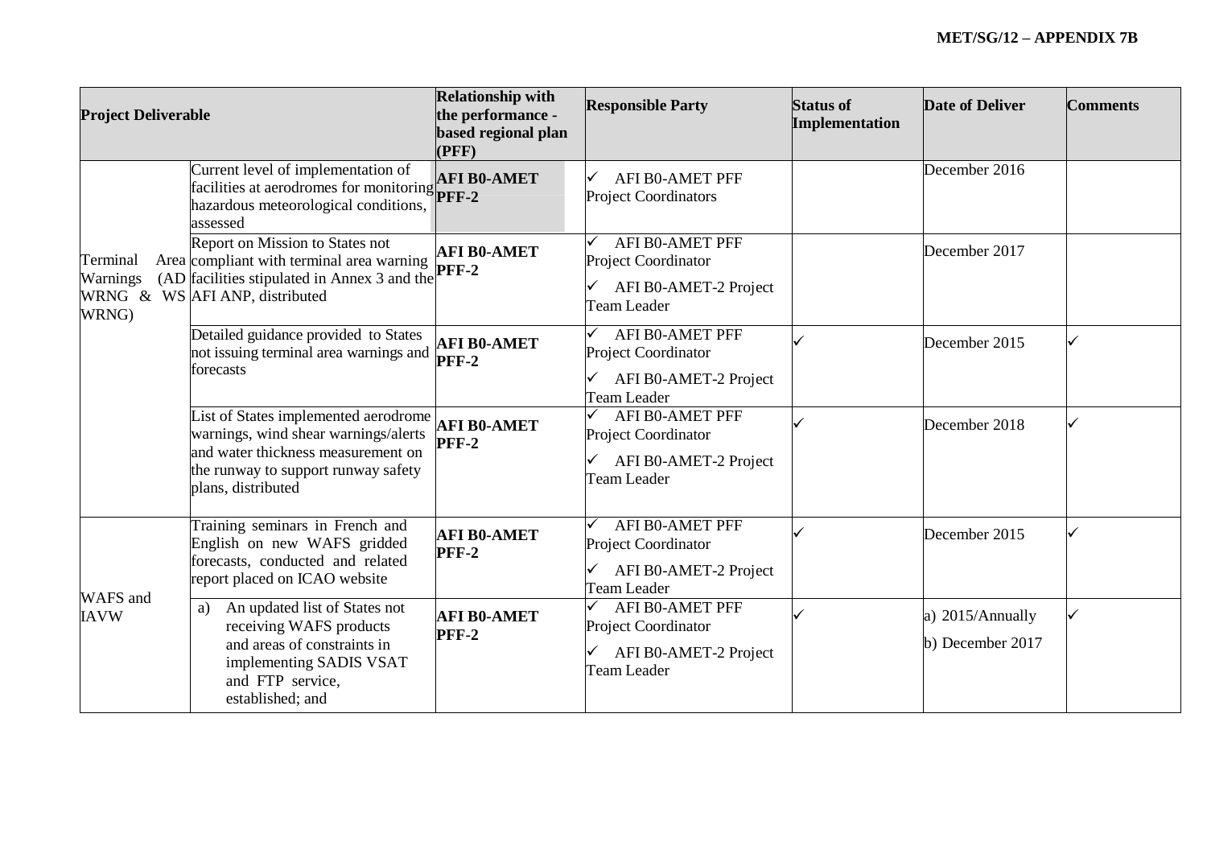| Project Deliverable | | Relationship with the performance - based regional plan (PFF) | Responsible Party | Status of Implementation | Date of Deliver | Comments |
|---|---|---|---|---|---|---|
| Terminal Area Warnings (AD WRNG & WS WRNG) | Current level of implementation of facilities at aerodromes for monitoring hazardous meteorological conditions, assessed | **AFI B0-AMET PFF-2** | ✓ AFI B0-AMET PFF Project Coordinators | | December 2016 | |
| | Report on Mission to States not compliant with terminal area warning facilities stipulated in Annex 3 and the AFI ANP, distributed | **AFI B0-AMET PFF-2** | ✓ AFI B0-AMET PFF Project Coordinator<br>✓ AFI B0-AMET-2 Project Team Leader | | December 2017 | |
| | Detailed guidance provided to States not issuing terminal area warnings and forecasts | **AFI B0-AMET PFF-2** | ✓ AFI B0-AMET PFF Project Coordinator<br>✓ AFI B0-AMET-2 Project Team Leader | ✓ | December 2015 | ✓ |
| | List of States implemented aerodrome warnings, wind shear warnings/alerts and water thickness measurement on the runway to support runway safety plans, distributed | **AFI B0-AMET PFF-2** | ✓ AFI B0-AMET PFF Project Coordinator<br>✓ AFI B0-AMET-2 Project Team Leader | ✓ | December 2018 | ✓ |
| WAFS and IAVW | Training seminars in French and English on new WAFS gridded forecasts, conducted and related report placed on ICAO website | **AFI B0-AMET PFF-2** | ✓ AFI B0-AMET PFF Project Coordinator<br>✓ AFI B0-AMET-2 Project Team Leader | ✓ | December 2015 | ✓ |
| | a) An updated list of States not receiving WAFS products and areas of constraints in implementing SADIS VSAT and FTP service, established; and | **AFI B0-AMET PFF-2** | ✓ AFI B0-AMET PFF Project Coordinator<br>✓ AFI B0-AMET-2 Project Team Leader | ✓ | a) 2015/Annually<br>b) December 2017 | ✓ |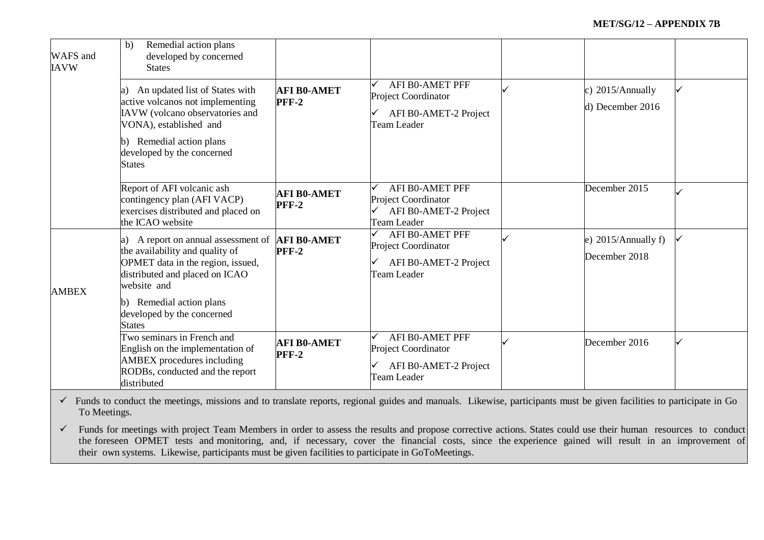| | | | | | | |
|---|---|---|---|---|---|---|
| WAFS and IAVW | b) Remedial action plans developed by concerned States | | | | | |
| | a) An updated list of States with active volcanos not implementing IAVW (volcano observatories and VONA), established and<br><br>b) Remedial action plans developed by the concerned States | **AFI B0-AMET PFF-2** | ✓ AFI B0-AMET PFF Project Coordinator<br><br>✓ AFI B0-AMET-2 Project Team Leader | ✓ | c) 2015/Annually<br><br>d) December 2016 | ✓ |
| | Report of AFI volcanic ash contingency plan (AFI VACP) exercises distributed and placed on the ICAO website | **AFI B0-AMET PFF-2** | ✓ AFI B0-AMET PFF Project Coordinator<br>✓ AFI B0-AMET-2 Project Team Leader | | December 2015 | ✓ |
| AMBEX | a) A report on annual assessment of the availability and quality of OPMET data in the region, issued, distributed and placed on ICAO website and<br><br>b) Remedial action plans developed by the concerned States | **AFI B0-AMET PFF-2** | ✓ AFI B0-AMET PFF Project Coordinator<br><br>✓ AFI B0-AMET-2 Project Team Leader | ✓ | e) 2015/Annually f) December 2018 | ✓ |
| | Two seminars in French and English on the implementation of AMBEX procedures including RODBs, conducted and the report distributed | **AFI B0-AMET PFF-2** | ✓ AFI B0-AMET PFF Project Coordinator<br><br>✓ AFI B0-AMET-2 Project Team Leader | ✓ | December 2016 | ✓ |

- ✓ Funds to conduct the meetings, missions and to translate reports, regional guides and manuals. Likewise, participants must be given facilities to participate in Go To Meetings.
- ✓ Funds for meetings with project Team Members in order to assess the results and propose corrective actions. States could use their human resources to conduct the foreseen OPMET tests and monitoring, and, if necessary, cover the financial costs, since the experience gained will result in an improvement of their own systems. Likewise, participants must be given facilities to participate in GoToMeetings.